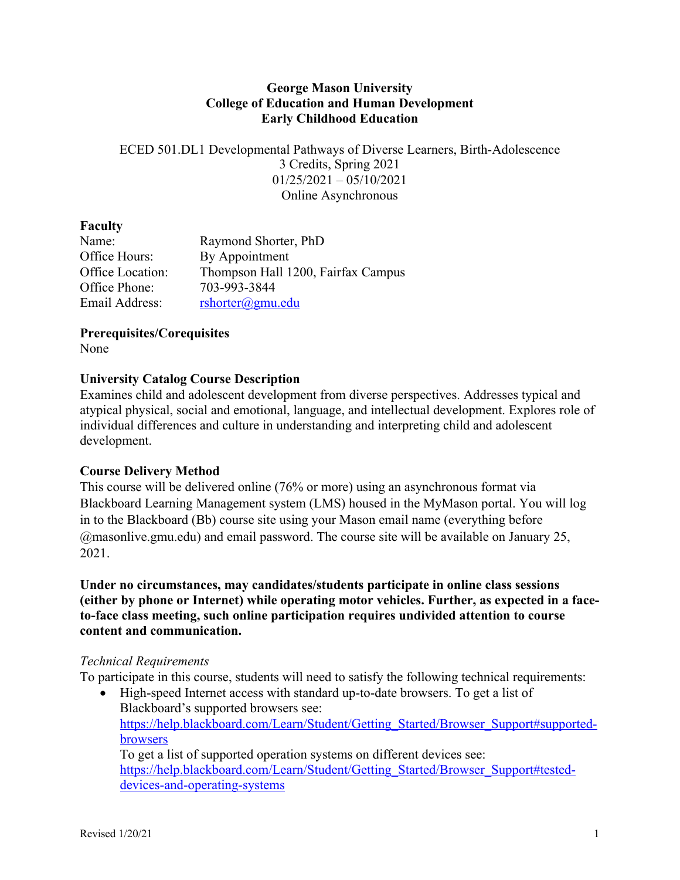**George Mason University**
**College of Education and Human Development**
**Early Childhood Education**

ECED 501.DL1 Developmental Pathways of Diverse Learners, Birth-Adolescence
3 Credits, Spring 2021
01/25/2021 – 05/10/2021
Online Asynchronous

**Faculty**

| | |
|---|---|
| Name: | Raymond Shorter, PhD |
| Office Hours: | By Appointment |
| Office Location: | Thompson Hall 1200, Fairfax Campus |
| Office Phone: | 703-993-3844 |
| Email Address: | rshorter@gmu.edu |

**Prerequisites/Corequisites**
None

**University Catalog Course Description**
Examines child and adolescent development from diverse perspectives. Addresses typical and atypical physical, social and emotional, language, and intellectual development. Explores role of individual differences and culture in understanding and interpreting child and adolescent development.

**Course Delivery Method**
This course will be delivered online (76% or more) using an asynchronous format via Blackboard Learning Management system (LMS) housed in the MyMason portal. You will log in to the Blackboard (Bb) course site using your Mason email name (everything before @masonlive.gmu.edu) and email password. The course site will be available on January 25, 2021.

**Under no circumstances, may candidates/students participate in online class sessions (either by phone or Internet) while operating motor vehicles. Further, as expected in a face-to-face class meeting, such online participation requires undivided attention to course content and communication.**

*Technical Requirements*
To participate in this course, students will need to satisfy the following technical requirements:

- High-speed Internet access with standard up-to-date browsers. To get a list of Blackboard's supported browsers see: https://help.blackboard.com/Learn/Student/Getting_Started/Browser_Support#supported-browsers
  To get a list of supported operation systems on different devices see: https://help.blackboard.com/Learn/Student/Getting_Started/Browser_Support#tested-devices-and-operating-systems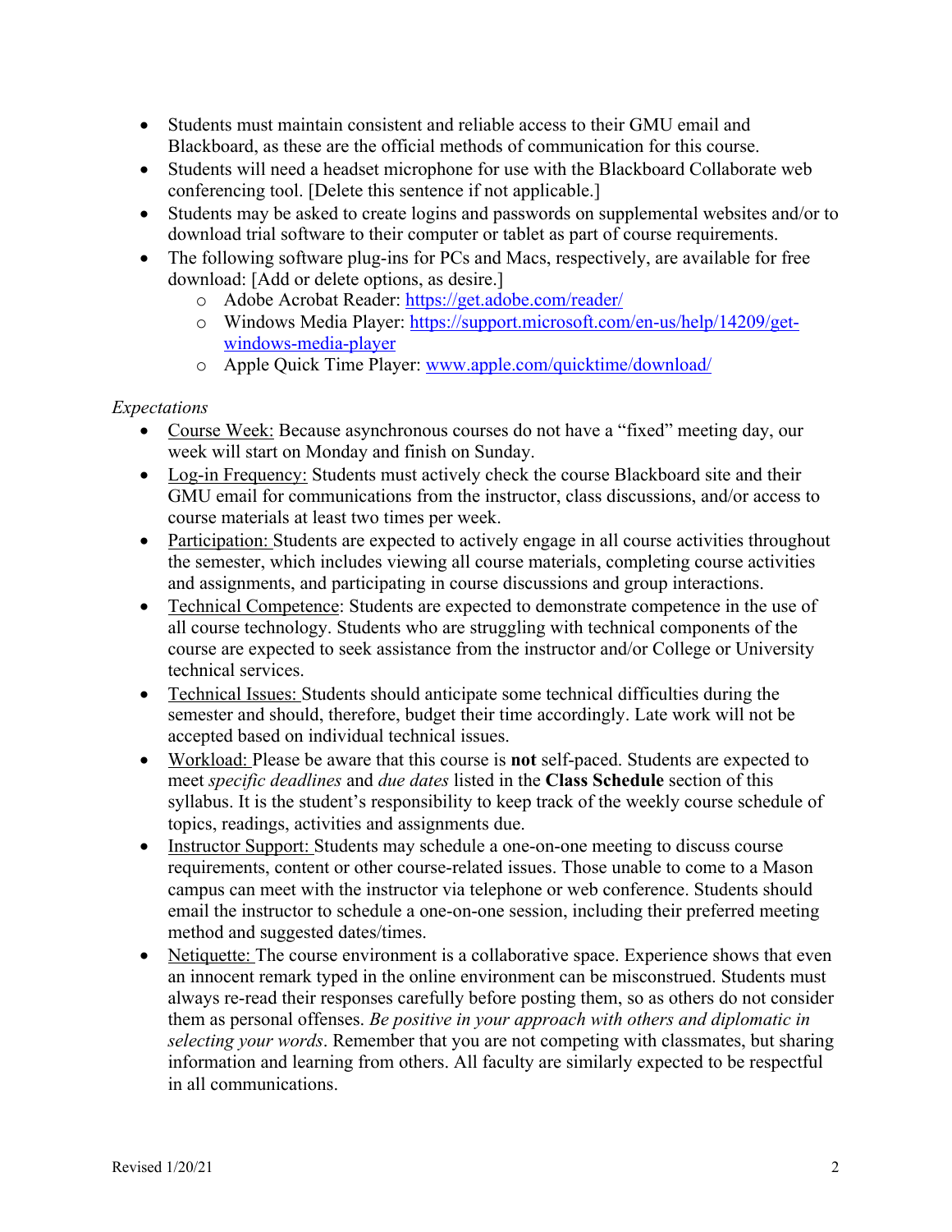- Students must maintain consistent and reliable access to their GMU email and Blackboard, as these are the official methods of communication for this course.
- Students will need a headset microphone for use with the Blackboard Collaborate web conferencing tool. [Delete this sentence if not applicable.]
- Students may be asked to create logins and passwords on supplemental websites and/or to download trial software to their computer or tablet as part of course requirements.
- The following software plug-ins for PCs and Macs, respectively, are available for free download: [Add or delete options, as desire.]
    - Adobe Acrobat Reader: [https://get.adobe.com/reader/](https://get.adobe.com/reader/)
    - Windows Media Player: [https://support.microsoft.com/en-us/help/14209/get-windows-media-player](https://support.microsoft.com/en-us/help/14209/get-windows-media-player)
    - Apple Quick Time Player: [www.apple.com/quicktime/download/](www.apple.com/quicktime/download/)

*Expectations*

- Course Week: Because asynchronous courses do not have a "fixed" meeting day, our week will start on Monday and finish on Sunday.
- Log-in Frequency: Students must actively check the course Blackboard site and their GMU email for communications from the instructor, class discussions, and/or access to course materials at least two times per week.
- Participation: Students are expected to actively engage in all course activities throughout the semester, which includes viewing all course materials, completing course activities and assignments, and participating in course discussions and group interactions.
- Technical Competence: Students are expected to demonstrate competence in the use of all course technology. Students who are struggling with technical components of the course are expected to seek assistance from the instructor and/or College or University technical services.
- Technical Issues: Students should anticipate some technical difficulties during the semester and should, therefore, budget their time accordingly. Late work will not be accepted based on individual technical issues.
- Workload: Please be aware that this course is **not** self-paced. Students are expected to meet *specific deadlines* and *due dates* listed in the **Class Schedule** section of this syllabus. It is the student's responsibility to keep track of the weekly course schedule of topics, readings, activities and assignments due.
- Instructor Support: Students may schedule a one-on-one meeting to discuss course requirements, content or other course-related issues. Those unable to come to a Mason campus can meet with the instructor via telephone or web conference. Students should email the instructor to schedule a one-on-one session, including their preferred meeting method and suggested dates/times.
- Netiquette: The course environment is a collaborative space. Experience shows that even an innocent remark typed in the online environment can be misconstrued. Students must always re-read their responses carefully before posting them, so as others do not consider them as personal offenses. *Be positive in your approach with others and diplomatic in selecting your words*. Remember that you are not competing with classmates, but sharing information and learning from others. All faculty are similarly expected to be respectful in all communications.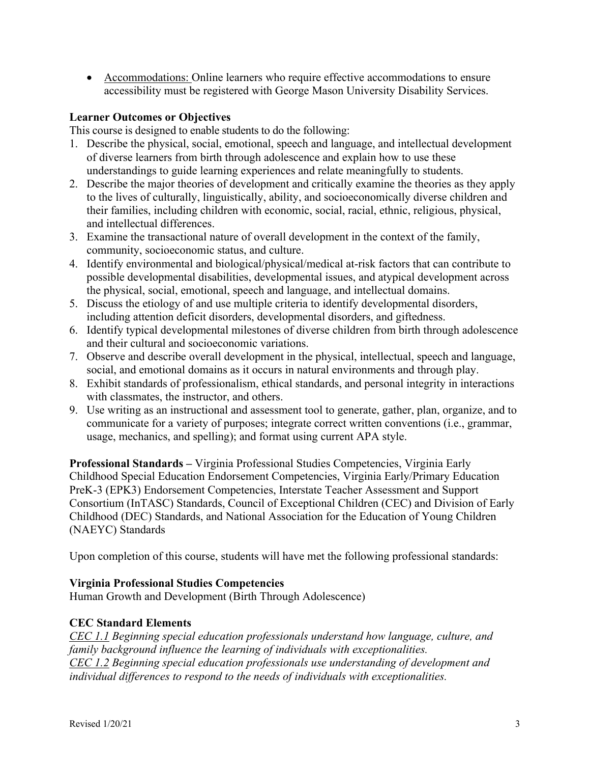- Accommodations: Online learners who require effective accommodations to ensure accessibility must be registered with George Mason University Disability Services.

**Learner Outcomes or Objectives**

This course is designed to enable students to do the following:

1. Describe the physical, social, emotional, speech and language, and intellectual development of diverse learners from birth through adolescence and explain how to use these understandings to guide learning experiences and relate meaningfully to students.
2. Describe the major theories of development and critically examine the theories as they apply to the lives of culturally, linguistically, ability, and socioeconomically diverse children and their families, including children with economic, social, racial, ethnic, religious, physical, and intellectual differences.
3. Examine the transactional nature of overall development in the context of the family, community, socioeconomic status, and culture.
4. Identify environmental and biological/physical/medical at-risk factors that can contribute to possible developmental disabilities, developmental issues, and atypical development across the physical, social, emotional, speech and language, and intellectual domains.
5. Discuss the etiology of and use multiple criteria to identify developmental disorders, including attention deficit disorders, developmental disorders, and giftedness.
6. Identify typical developmental milestones of diverse children from birth through adolescence and their cultural and socioeconomic variations.
7. Observe and describe overall development in the physical, intellectual, speech and language, social, and emotional domains as it occurs in natural environments and through play.
8. Exhibit standards of professionalism, ethical standards, and personal integrity in interactions with classmates, the instructor, and others.
9. Use writing as an instructional and assessment tool to generate, gather, plan, organize, and to communicate for a variety of purposes; integrate correct written conventions (i.e., grammar, usage, mechanics, and spelling); and format using current APA style.

**Professional Standards –** Virginia Professional Studies Competencies, Virginia Early Childhood Special Education Endorsement Competencies, Virginia Early/Primary Education PreK-3 (EPK3) Endorsement Competencies, Interstate Teacher Assessment and Support Consortium (InTASC) Standards, Council of Exceptional Children (CEC) and Division of Early Childhood (DEC) Standards, and National Association for the Education of Young Children (NAEYC) Standards

Upon completion of this course, students will have met the following professional standards:

**Virginia Professional Studies Competencies**

Human Growth and Development (Birth Through Adolescence)

**CEC Standard Elements**

*CEC 1.1 Beginning special education professionals understand how language, culture, and family background influence the learning of individuals with exceptionalities.*

*CEC 1.2 Beginning special education professionals use understanding of development and individual differences to respond to the needs of individuals with exceptionalities.*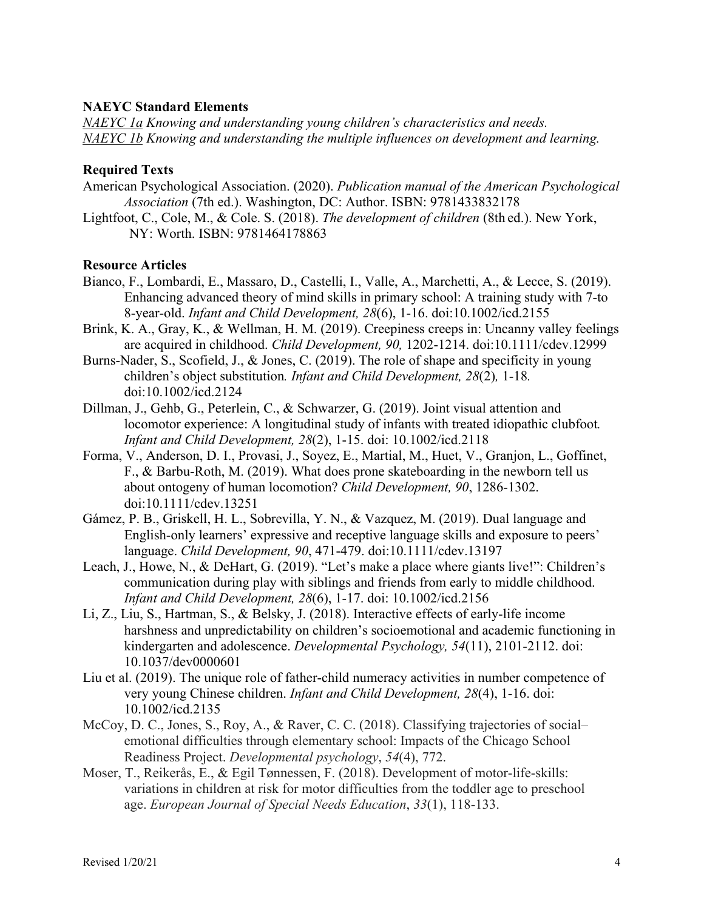**NAEYC Standard Elements**

*NAEYC 1a Knowing and understanding young children's characteristics and needs.*
*NAEYC 1b Knowing and understanding the multiple influences on development and learning.*

**Required Texts**

American Psychological Association. (2020). *Publication manual of the American Psychological Association* (7th ed.). Washington, DC: Author. ISBN: 9781433832178

Lightfoot, C., Cole, M., & Cole. S. (2018). *The development of children* (8th ed.). New York, NY: Worth. ISBN: 9781464178863

**Resource Articles**

Bianco, F., Lombardi, E., Massaro, D., Castelli, I., Valle, A., Marchetti, A., & Lecce, S. (2019). Enhancing advanced theory of mind skills in primary school: A training study with 7-to 8-year-old. *Infant and Child Development, 28*(6), 1-16. doi:10.1002/icd.2155

Brink, K. A., Gray, K., & Wellman, H. M. (2019). Creepiness creeps in: Uncanny valley feelings are acquired in childhood. *Child Development, 90,* 1202-1214. doi:10.1111/cdev.12999

Burns-Nader, S., Scofield, J., & Jones, C. (2019). The role of shape and specificity in young children's object substitution. *Infant and Child Development, 28*(2), 1-18. doi:10.1002/icd.2124

Dillman, J., Gehb, G., Peterlein, C., & Schwarzer, G. (2019). Joint visual attention and locomotor experience: A longitudinal study of infants with treated idiopathic clubfoot. *Infant and Child Development, 28*(2), 1-15. doi: 10.1002/icd.2118

Forma, V., Anderson, D. I., Provasi, J., Soyez, E., Martial, M., Huet, V., Granjon, L., Goffinet, F., & Barbu-Roth, M. (2019). What does prone skateboarding in the newborn tell us about ontogeny of human locomotion? *Child Development, 90*, 1286-1302. doi:10.1111/cdev.13251

Gámez, P. B., Griskell, H. L., Sobrevilla, Y. N., & Vazquez, M. (2019). Dual language and English-only learners' expressive and receptive language skills and exposure to peers' language. *Child Development, 90*, 471-479. doi:10.1111/cdev.13197

Leach, J., Howe, N., & DeHart, G. (2019). "Let's make a place where giants live!": Children's communication during play with siblings and friends from early to middle childhood. *Infant and Child Development, 28*(6), 1-17. doi: 10.1002/icd.2156

Li, Z., Liu, S., Hartman, S., & Belsky, J. (2018). Interactive effects of early-life income harshness and unpredictability on children's socioemotional and academic functioning in kindergarten and adolescence. *Developmental Psychology, 54*(11), 2101-2112. doi: 10.1037/dev0000601

Liu et al. (2019). The unique role of father-child numeracy activities in number competence of very young Chinese children. *Infant and Child Development, 28*(4), 1-16. doi: 10.1002/icd.2135

McCoy, D. C., Jones, S., Roy, A., & Raver, C. C. (2018). Classifying trajectories of social–emotional difficulties through elementary school: Impacts of the Chicago School Readiness Project. *Developmental psychology*, *54*(4), 772.

Moser, T., Reikerås, E., & Egil Tønnessen, F. (2018). Development of motor-life-skills: variations in children at risk for motor difficulties from the toddler age to preschool age. *European Journal of Special Needs Education*, *33*(1), 118-133.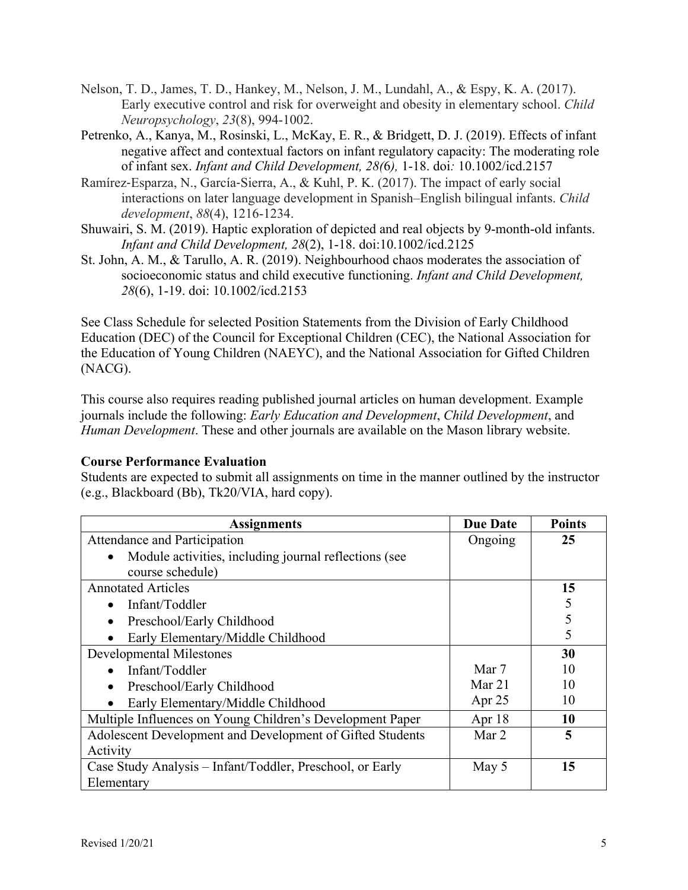Nelson, T. D., James, T. D., Hankey, M., Nelson, J. M., Lundahl, A., & Espy, K. A. (2017). Early executive control and risk for overweight and obesity in elementary school. *Child Neuropsychology*, *23*(8), 994-1002.

Petrenko, A., Kanya, M., Rosinski, L., McKay, E. R., & Bridgett, D. J. (2019). Effects of infant negative affect and contextual factors on infant regulatory capacity: The moderating role of infant sex. *Infant and Child Development, 28(*6*),* 1-18. doi*:* 10.1002/icd.2157

Ramírez‐Esparza, N., García‐Sierra, A., & Kuhl, P. K. (2017). The impact of early social interactions on later language development in Spanish–English bilingual infants. *Child development*, *88*(4), 1216-1234.

Shuwairi, S. M. (2019). Haptic exploration of depicted and real objects by 9-month-old infants. *Infant and Child Development, 28*(2), 1-18. doi:10.1002/icd.2125

St. John, A. M., & Tarullo, A. R. (2019). Neighbourhood chaos moderates the association of socioeconomic status and child executive functioning. *Infant and Child Development, 28*(6), 1-19. doi: 10.1002/icd.2153

See Class Schedule for selected Position Statements from the Division of Early Childhood Education (DEC) of the Council for Exceptional Children (CEC), the National Association for the Education of Young Children (NAEYC), and the National Association for Gifted Children (NACG).

This course also requires reading published journal articles on human development. Example journals include the following: *Early Education and Development*, *Child Development*, and *Human Development*. These and other journals are available on the Mason library website.

**Course Performance Evaluation**

Students are expected to submit all assignments on time in the manner outlined by the instructor (e.g., Blackboard (Bb), Tk20/VIA, hard copy).

| Assignments | Due Date | Points |
|---|---|---|
| Attendance and Participation | Ongoing | **25** |
| • Module activities, including journal reflections (see course schedule) | | |
| Annotated Articles | | **15** |
| • Infant/Toddler | | 5 |
| • Preschool/Early Childhood | | 5 |
| • Early Elementary/Middle Childhood | | 5 |
| Developmental Milestones | | **30** |
| • Infant/Toddler | Mar 7 | 10 |
| • Preschool/Early Childhood | Mar 21 | 10 |
| • Early Elementary/Middle Childhood | Apr 25 | 10 |
| Multiple Influences on Young Children's Development Paper | Apr 18 | **10** |
| Adolescent Development and Development of Gifted Students Activity | Mar 2 | **5** |
| Case Study Analysis – Infant/Toddler, Preschool, or Early Elementary | May 5 | **15** |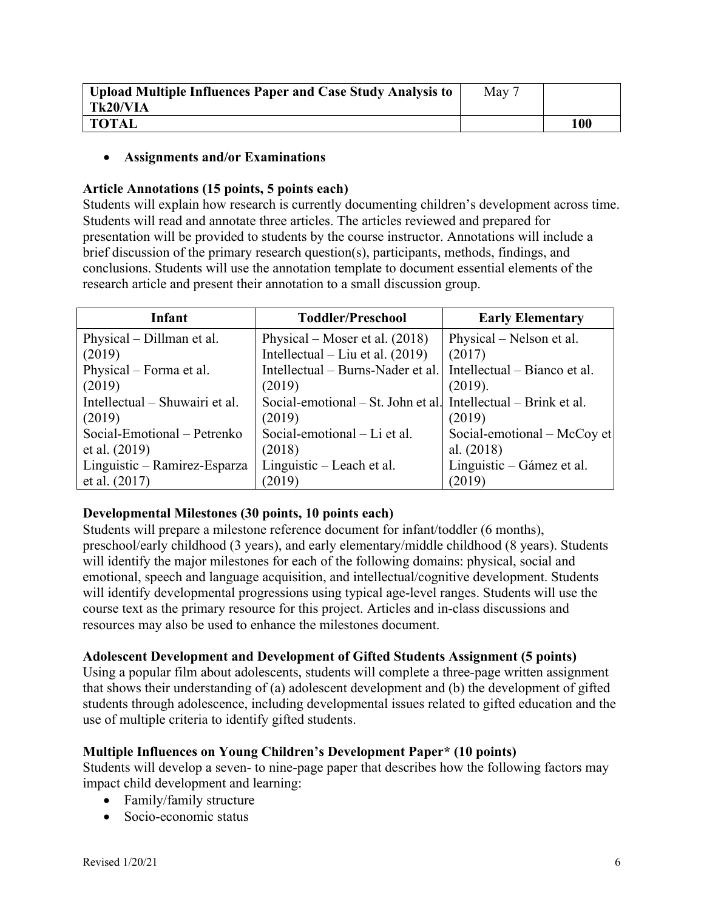| Upload Multiple Influences Paper and Case Study Analysis to Tk20/VIA | May 7 | |
|---|---|---|
| **TOTAL** | | **100** |

- **Assignments and/or Examinations**

**Article Annotations (15 points, 5 points each)**
Students will explain how research is currently documenting children's development across time. Students will read and annotate three articles. The articles reviewed and prepared for presentation will be provided to students by the course instructor. Annotations will include a brief discussion of the primary research question(s), participants, methods, findings, and conclusions. Students will use the annotation template to document essential elements of the research article and present their annotation to a small discussion group.

| Infant | Toddler/Preschool | Early Elementary |
|---|---|---|
| Physical – Dillman et al. (2019)<br>Physical – Forma et al. (2019)<br>Intellectual – Shuwairi et al. (2019)<br>Social-Emotional – Petrenko et al. (2019)<br>Linguistic – Ramirez-Esparza et al. (2017) | Physical – Moser et al. (2018)<br>Intellectual – Liu et al. (2019)<br>Intellectual – Burns-Nader et al. (2019)<br>Social-emotional – St. John et al. (2019)<br>Social-emotional – Li et al. (2018)<br>Linguistic – Leach et al. (2019) | Physical – Nelson et al. (2017)<br>Intellectual – Bianco et al. (2019).<br>Intellectual – Brink et al. (2019)<br>Social-emotional – McCoy et al. (2018)<br>Linguistic – Gámez et al. (2019) |

**Developmental Milestones (30 points, 10 points each)**
Students will prepare a milestone reference document for infant/toddler (6 months), preschool/early childhood (3 years), and early elementary/middle childhood (8 years). Students will identify the major milestones for each of the following domains: physical, social and emotional, speech and language acquisition, and intellectual/cognitive development. Students will identify developmental progressions using typical age-level ranges. Students will use the course text as the primary resource for this project. Articles and in-class discussions and resources may also be used to enhance the milestones document.

**Adolescent Development and Development of Gifted Students Assignment (5 points)**
Using a popular film about adolescents, students will complete a three-page written assignment that shows their understanding of (a) adolescent development and (b) the development of gifted students through adolescence, including developmental issues related to gifted education and the use of multiple criteria to identify gifted students.

**Multiple Influences on Young Children's Development Paper* (10 points)**
Students will develop a seven- to nine-page paper that describes how the following factors may impact child development and learning:

- Family/family structure
- Socio-economic status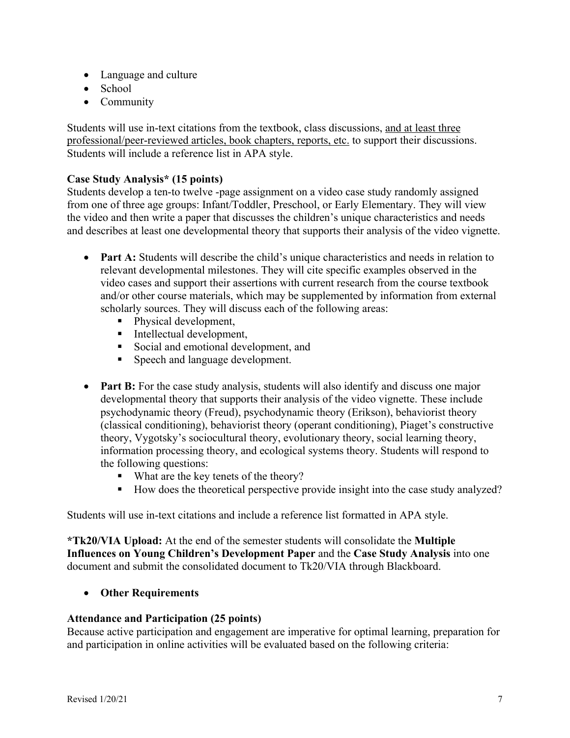- Language and culture
- School
- Community

Students will use in-text citations from the textbook, class discussions, <u>and at least three professional/peer-reviewed articles, book chapters, reports, etc.</u> to support their discussions. Students will include a reference list in APA style.

**Case Study Analysis* (15 points)**

Students develop a ten-to twelve -page assignment on a video case study randomly assigned from one of three age groups: Infant/Toddler, Preschool, or Early Elementary. They will view the video and then write a paper that discusses the children's unique characteristics and needs and describes at least one developmental theory that supports their analysis of the video vignette.

- **Part A:** Students will describe the child's unique characteristics and needs in relation to relevant developmental milestones. They will cite specific examples observed in the video cases and support their assertions with current research from the course textbook and/or other course materials, which may be supplemented by information from external scholarly sources. They will discuss each of the following areas:
  - Physical development,
  - Intellectual development,
  - Social and emotional development, and
  - Speech and language development.

- **Part B:** For the case study analysis, students will also identify and discuss one major developmental theory that supports their analysis of the video vignette. These include psychodynamic theory (Freud), psychodynamic theory (Erikson), behaviorist theory (classical conditioning), behaviorist theory (operant conditioning), Piaget's constructive theory, Vygotsky's sociocultural theory, evolutionary theory, social learning theory, information processing theory, and ecological systems theory. Students will respond to the following questions:
  - What are the key tenets of the theory?
  - How does the theoretical perspective provide insight into the case study analyzed?

Students will use in-text citations and include a reference list formatted in APA style.

***Tk20/VIA Upload:** At the end of the semester students will consolidate the **Multiple Influences on Young Children's Development Paper** and the **Case Study Analysis** into one document and submit the consolidated document to Tk20/VIA through Blackboard.

- **Other Requirements**

**Attendance and Participation (25 points)**

Because active participation and engagement are imperative for optimal learning, preparation for and participation in online activities will be evaluated based on the following criteria:

Revised 1/20/21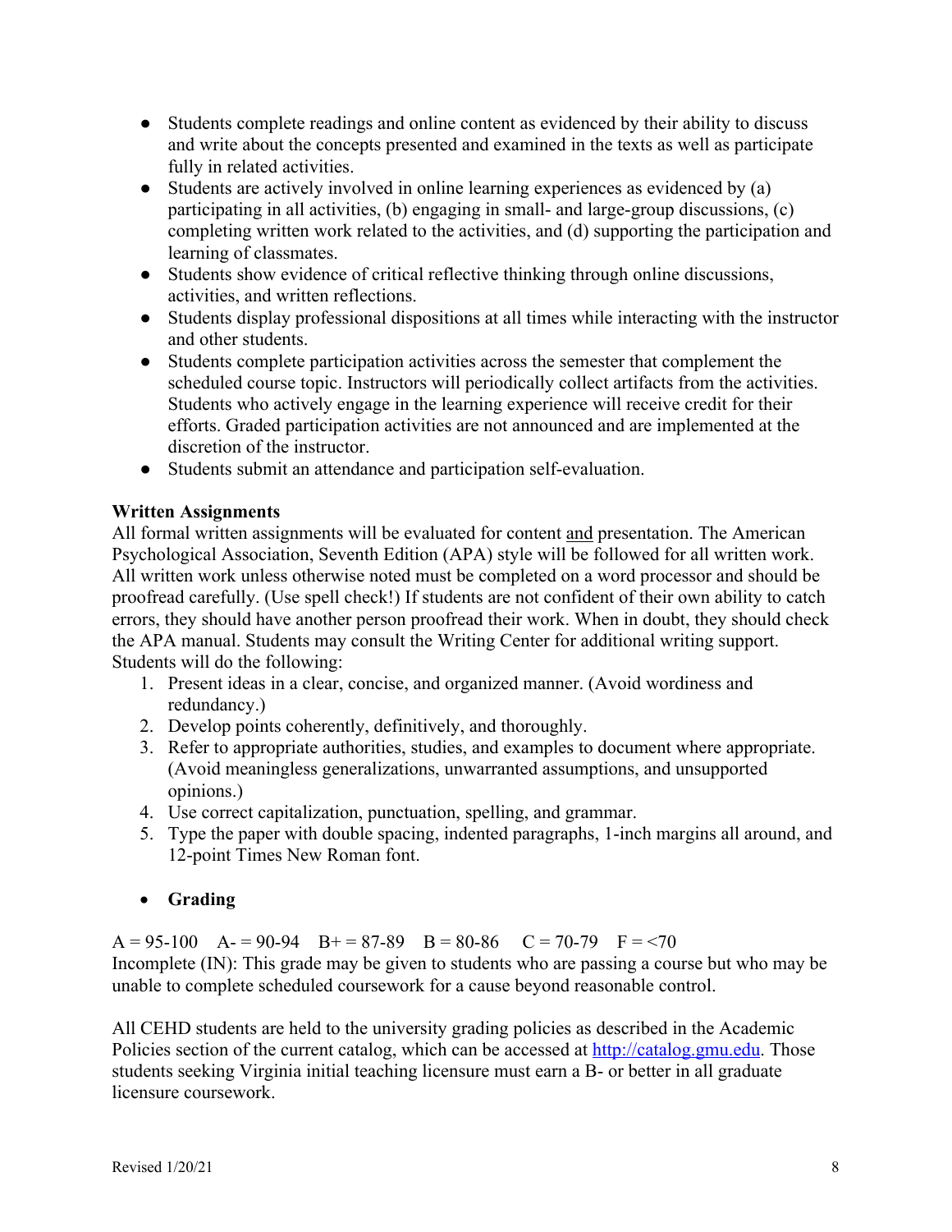- Students complete readings and online content as evidenced by their ability to discuss and write about the concepts presented and examined in the texts as well as participate fully in related activities.
- Students are actively involved in online learning experiences as evidenced by (a) participating in all activities, (b) engaging in small- and large-group discussions, (c) completing written work related to the activities, and (d) supporting the participation and learning of classmates.
- Students show evidence of critical reflective thinking through online discussions, activities, and written reflections.
- Students display professional dispositions at all times while interacting with the instructor and other students.
- Students complete participation activities across the semester that complement the scheduled course topic. Instructors will periodically collect artifacts from the activities. Students who actively engage in the learning experience will receive credit for their efforts. Graded participation activities are not announced and are implemented at the discretion of the instructor.
- Students submit an attendance and participation self-evaluation.

**Written Assignments**
All formal written assignments will be evaluated for content and presentation. The American Psychological Association, Seventh Edition (APA) style will be followed for all written work. All written work unless otherwise noted must be completed on a word processor and should be proofread carefully. (Use spell check!) If students are not confident of their own ability to catch errors, they should have another person proofread their work. When in doubt, they should check the APA manual. Students may consult the Writing Center for additional writing support. Students will do the following:

1. Present ideas in a clear, concise, and organized manner. (Avoid wordiness and redundancy.)
2. Develop points coherently, definitively, and thoroughly.
3. Refer to appropriate authorities, studies, and examples to document where appropriate. (Avoid meaningless generalizations, unwarranted assumptions, and unsupported opinions.)
4. Use correct capitalization, punctuation, spelling, and grammar.
5. Type the paper with double spacing, indented paragraphs, 1-inch margins all around, and 12-point Times New Roman font.

- **Grading**

A = 95-100   A- = 90-94   B+ = 87-89   B = 80-86   C = 70-79   F = <70
Incomplete (IN): This grade may be given to students who are passing a course but who may be unable to complete scheduled coursework for a cause beyond reasonable control.

All CEHD students are held to the university grading policies as described in the Academic Policies section of the current catalog, which can be accessed at http://catalog.gmu.edu. Those students seeking Virginia initial teaching licensure must earn a B- or better in all graduate licensure coursework.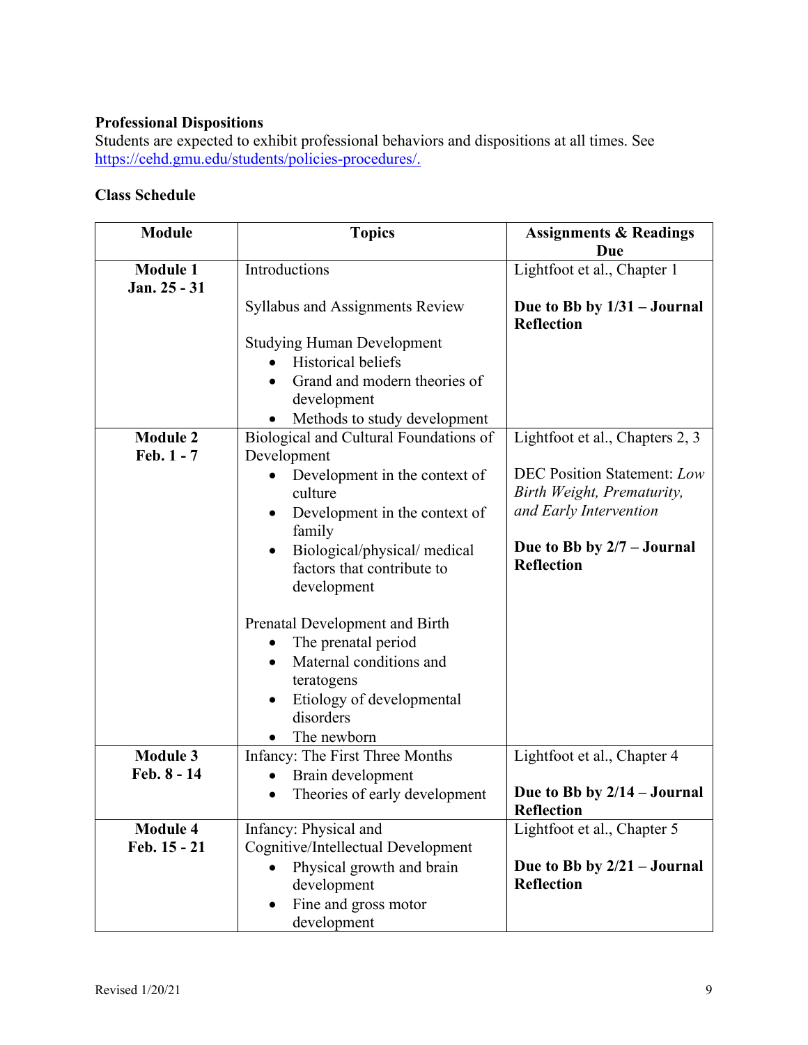**Professional Dispositions**
Students are expected to exhibit professional behaviors and dispositions at all times. See https://cehd.gmu.edu/students/policies-procedures/.

**Class Schedule**

| Module | Topics | Assignments & Readings Due |
|---|---|---|
| **Module 1** **Jan. 25 - 31** | Introductions<br><br>Syllabus and Assignments Review<br><br>Studying Human Development<br>• Historical beliefs<br>• Grand and modern theories of development<br>• Methods to study development | Lightfoot et al., Chapter 1<br><br>**Due to Bb by 1/31 – Journal Reflection** |
| **Module 2** **Feb. 1 - 7** | Biological and Cultural Foundations of Development<br>• Development in the context of culture<br>• Development in the context of family<br>• Biological/physical/ medical factors that contribute to development<br><br>Prenatal Development and Birth<br>• The prenatal period<br>• Maternal conditions and teratogens<br>• Etiology of developmental disorders<br>• The newborn | Lightfoot et al., Chapters 2, 3<br><br>DEC Position Statement: *Low Birth Weight, Prematurity, and Early Intervention*<br><br>**Due to Bb by 2/7 – Journal Reflection** |
| **Module 3** **Feb. 8 - 14** | Infancy: The First Three Months<br>• Brain development<br>• Theories of early development | Lightfoot et al., Chapter 4<br><br>**Due to Bb by 2/14 – Journal Reflection** |
| **Module 4** **Feb. 15 - 21** | Infancy: Physical and Cognitive/Intellectual Development<br>• Physical growth and brain development<br>• Fine and gross motor development | Lightfoot et al., Chapter 5<br><br>**Due to Bb by 2/21 – Journal Reflection** |

Revised 1/20/21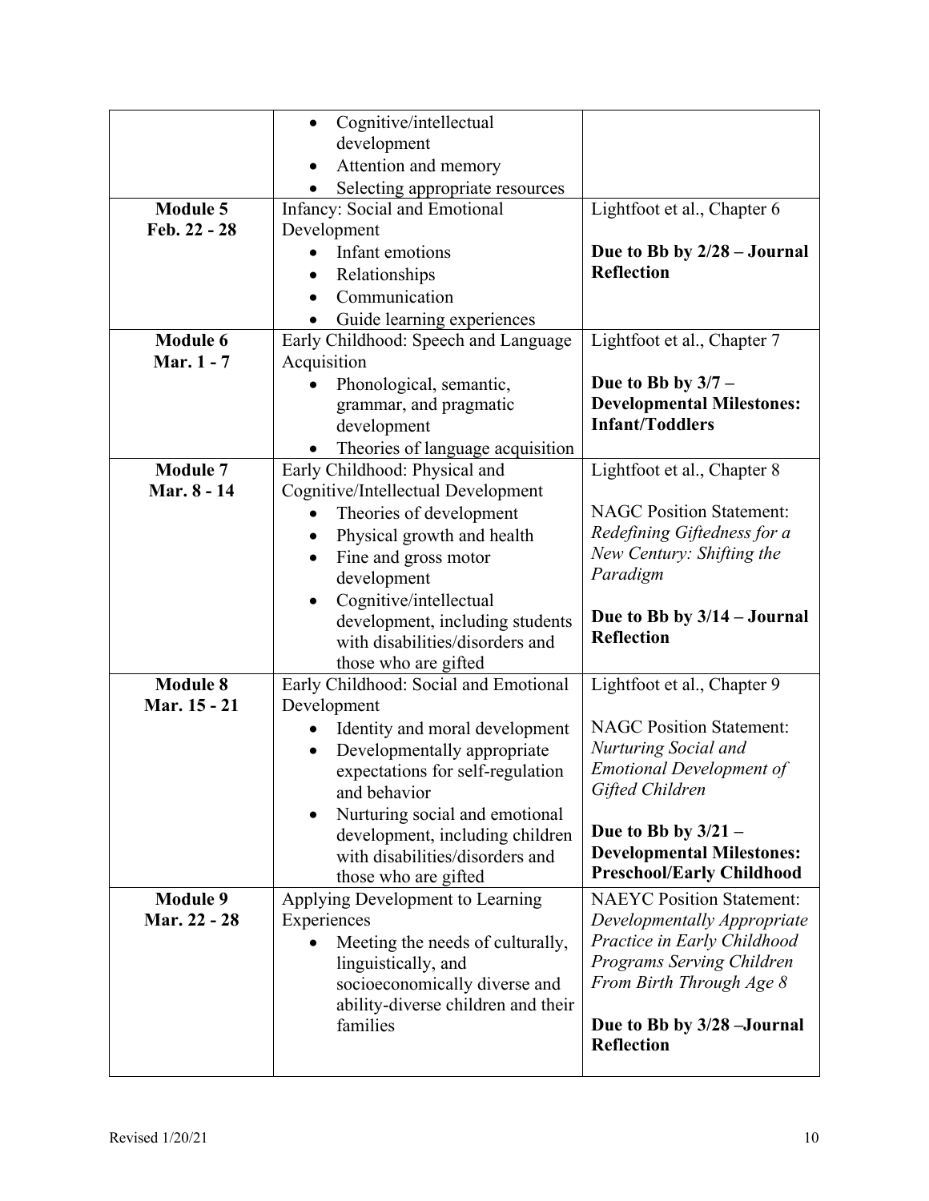| | | |
|---|---|---|
| | • Cognitive/intellectual development<br>• Attention and memory<br>• Selecting appropriate resources | |
| **Module 5**<br>**Feb. 22 - 28** | Infancy: Social and Emotional Development<br>• Infant emotions<br>• Relationships<br>• Communication<br>• Guide learning experiences | Lightfoot et al., Chapter 6<br><br>**Due to Bb by 2/28 – Journal Reflection** |
| **Module 6**<br>**Mar. 1 - 7** | Early Childhood: Speech and Language Acquisition<br>• Phonological, semantic, grammar, and pragmatic development<br>• Theories of language acquisition | Lightfoot et al., Chapter 7<br><br>**Due to Bb by 3/7 – Developmental Milestones: Infant/Toddlers** |
| **Module 7**<br>**Mar. 8 - 14** | Early Childhood: Physical and Cognitive/Intellectual Development<br>• Theories of development<br>• Physical growth and health<br>• Fine and gross motor development<br>• Cognitive/intellectual development, including students with disabilities/disorders and those who are gifted | Lightfoot et al., Chapter 8<br><br>NAGC Position Statement: *Redefining Giftedness for a New Century: Shifting the Paradigm*<br><br>**Due to Bb by 3/14 – Journal Reflection** |
| **Module 8**<br>**Mar. 15 - 21** | Early Childhood: Social and Emotional Development<br>• Identity and moral development<br>• Developmentally appropriate expectations for self-regulation and behavior<br>• Nurturing social and emotional development, including children with disabilities/disorders and those who are gifted | Lightfoot et al., Chapter 9<br><br>NAGC Position Statement: *Nurturing Social and Emotional Development of Gifted Children*<br><br>**Due to Bb by 3/21 – Developmental Milestones: Preschool/Early Childhood** |
| **Module 9**<br>**Mar. 22 - 28** | Applying Development to Learning Experiences<br>• Meeting the needs of culturally, linguistically, and socioeconomically diverse and ability-diverse children and their families | NAEYC Position Statement: *Developmentally Appropriate Practice in Early Childhood Programs Serving Children From Birth Through Age 8*<br><br>**Due to Bb by 3/28 –Journal Reflection** |

Revised 1/20/21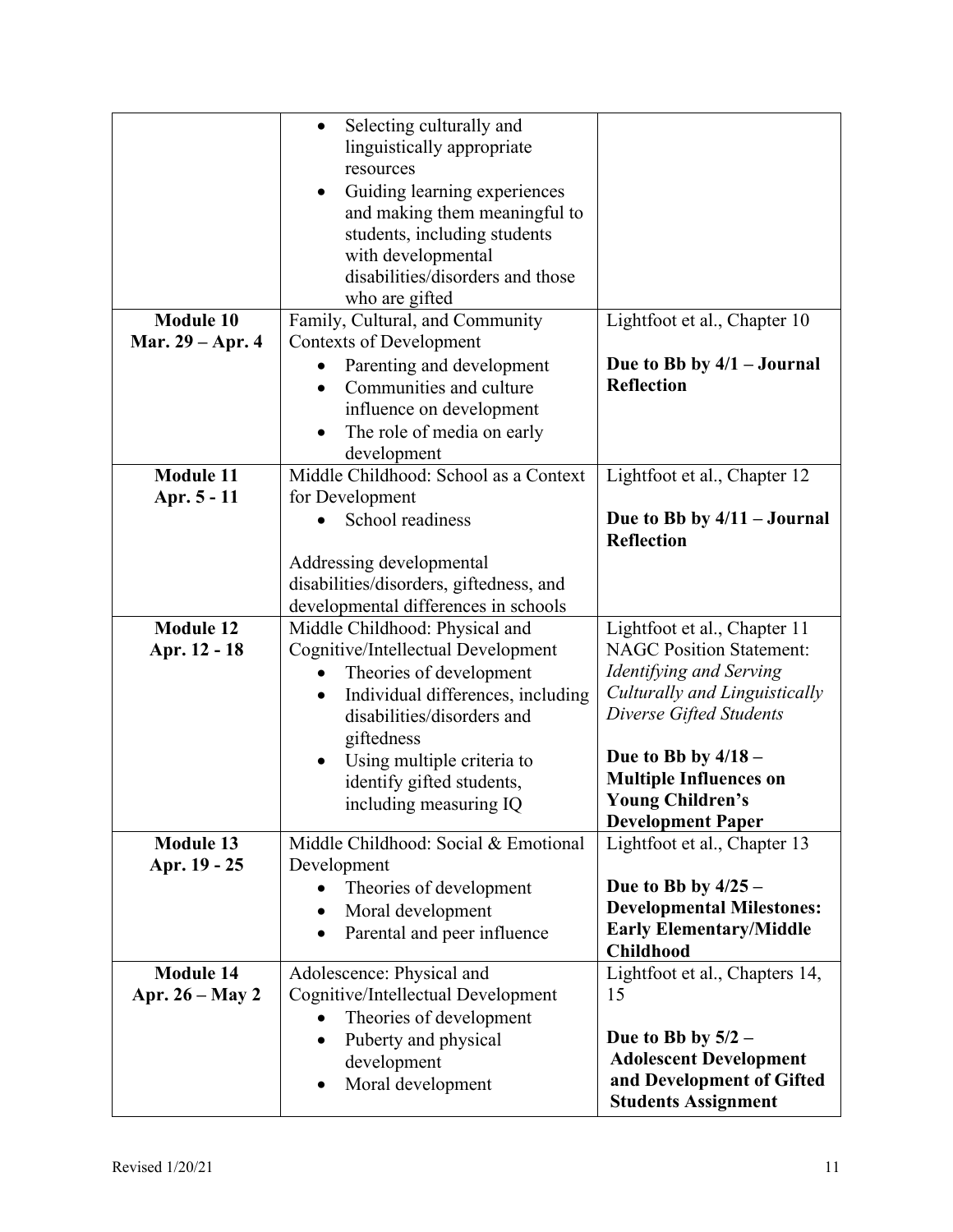| | | |
|---|---|---|
| | • Selecting culturally and linguistically appropriate resources<br>• Guiding learning experiences and making them meaningful to students, including students with developmental disabilities/disorders and those who are gifted | |
| **Module 10**<br>**Mar. 29 – Apr. 4** | Family, Cultural, and Community Contexts of Development<br>• Parenting and development<br>• Communities and culture influence on development<br>• The role of media on early development | Lightfoot et al., Chapter 10<br><br>**Due to Bb by 4/1 – Journal Reflection** |
| **Module 11**<br>**Apr. 5 - 11** | Middle Childhood: School as a Context for Development<br>• School readiness<br><br>Addressing developmental disabilities/disorders, giftedness, and developmental differences in schools | Lightfoot et al., Chapter 12<br><br>**Due to Bb by 4/11 – Journal Reflection** |
| **Module 12**<br>**Apr. 12 - 18** | Middle Childhood: Physical and Cognitive/Intellectual Development<br>• Theories of development<br>• Individual differences, including disabilities/disorders and giftedness<br>• Using multiple criteria to identify gifted students, including measuring IQ | Lightfoot et al., Chapter 11<br>NAGC Position Statement: *Identifying and Serving Culturally and Linguistically Diverse Gifted Students*<br><br>**Due to Bb by 4/18 – Multiple Influences on Young Children's Development Paper** |
| **Module 13**<br>**Apr. 19 - 25** | Middle Childhood: Social & Emotional Development<br>• Theories of development<br>• Moral development<br>• Parental and peer influence | Lightfoot et al., Chapter 13<br><br>**Due to Bb by 4/25 – Developmental Milestones: Early Elementary/Middle Childhood** |
| **Module 14**<br>**Apr. 26 – May 2** | Adolescence: Physical and Cognitive/Intellectual Development<br>• Theories of development<br>• Puberty and physical development<br>• Moral development | Lightfoot et al., Chapters 14, 15<br><br>**Due to Bb by 5/2 – Adolescent Development and Development of Gifted Students Assignment** |

Revised 1/20/21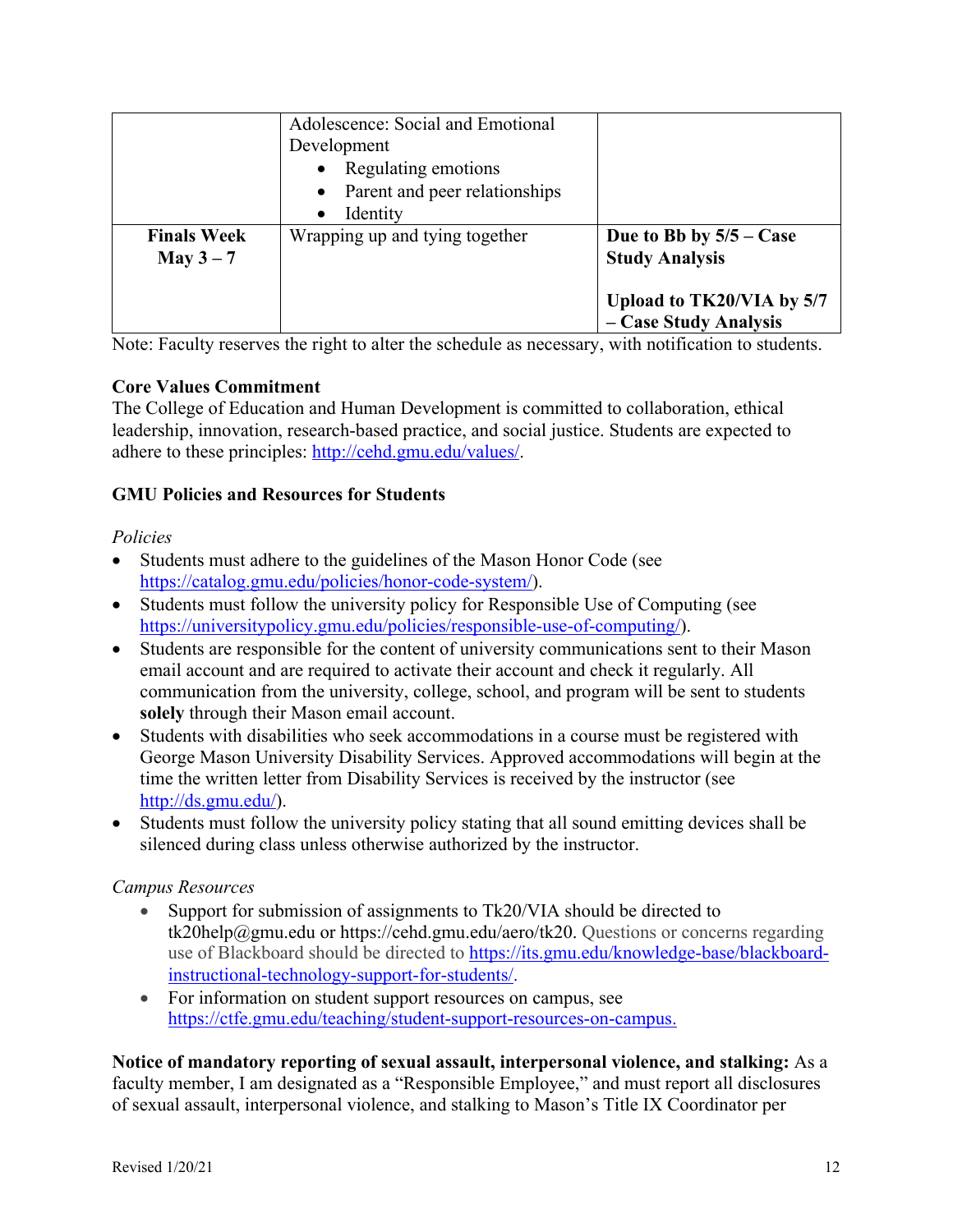| | | |
|---|---|---|
| | Adolescence: Social and Emotional Development<br>• Regulating emotions<br>• Parent and peer relationships<br>• Identity | |
| **Finals Week May 3 – 7** | Wrapping up and tying together | **Due to Bb by 5/5 – Case Study Analysis**<br><br>**Upload to TK20/VIA by 5/7 – Case Study Analysis** |

Note: Faculty reserves the right to alter the schedule as necessary, with notification to students.

**Core Values Commitment**
The College of Education and Human Development is committed to collaboration, ethical leadership, innovation, research-based practice, and social justice. Students are expected to adhere to these principles: http://cehd.gmu.edu/values/.

**GMU Policies and Resources for Students**

*Policies*

- Students must adhere to the guidelines of the Mason Honor Code (see https://catalog.gmu.edu/policies/honor-code-system/).
- Students must follow the university policy for Responsible Use of Computing (see https://universitypolicy.gmu.edu/policies/responsible-use-of-computing/).
- Students are responsible for the content of university communications sent to their Mason email account and are required to activate their account and check it regularly. All communication from the university, college, school, and program will be sent to students **solely** through their Mason email account.
- Students with disabilities who seek accommodations in a course must be registered with George Mason University Disability Services. Approved accommodations will begin at the time the written letter from Disability Services is received by the instructor (see http://ds.gmu.edu/).
- Students must follow the university policy stating that all sound emitting devices shall be silenced during class unless otherwise authorized by the instructor.

*Campus Resources*

- Support for submission of assignments to Tk20/VIA should be directed to tk20help@gmu.edu or https://cehd.gmu.edu/aero/tk20. Questions or concerns regarding use of Blackboard should be directed to https://its.gmu.edu/knowledge-base/blackboard-instructional-technology-support-for-students/.
- For information on student support resources on campus, see https://ctfe.gmu.edu/teaching/student-support-resources-on-campus.

**Notice of mandatory reporting of sexual assault, interpersonal violence, and stalking:** As a faculty member, I am designated as a "Responsible Employee," and must report all disclosures of sexual assault, interpersonal violence, and stalking to Mason's Title IX Coordinator per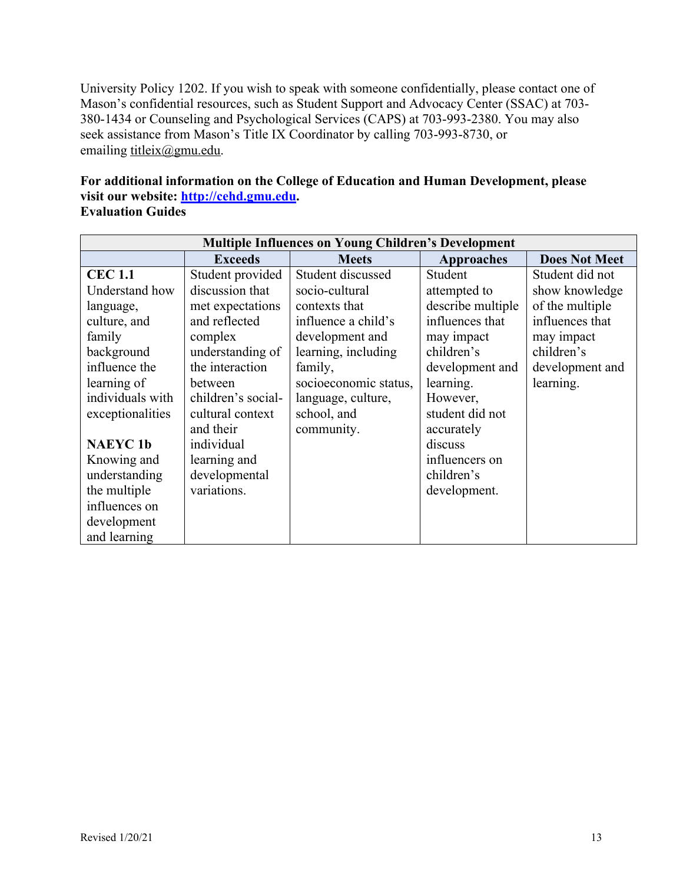University Policy 1202. If you wish to speak with someone confidentially, please contact one of Mason's confidential resources, such as Student Support and Advocacy Center (SSAC) at 703-380-1434 or Counseling and Psychological Services (CAPS) at 703-993-2380. You may also seek assistance from Mason's Title IX Coordinator by calling 703-993-8730, or emailing titleix@gmu.edu.

**For additional information on the College of Education and Human Development, please visit our website: [http://cehd.gmu.edu](http://cehd.gmu.edu).**

**Evaluation Guides**

| **Multiple Influences on Young Children's Development** | | | | |
|---|---|---|---|---|
| | **Exceeds** | **Meets** | **Approaches** | **Does Not Meet** |
| **CEC 1.1** Understand how language, culture, and family background influence the learning of individuals with exceptionalities<br><br>**NAEYC 1b** Knowing and understanding the multiple influences on development and learning | Student provided discussion that met expectations and reflected complex understanding of the interaction between children's social-cultural context and their individual learning and developmental variations. | Student discussed socio-cultural contexts that influence a child's development and learning, including family, socioeconomic status, language, culture, school, and community. | Student attempted to describe multiple influences that may impact children's development and learning. However, student did not accurately discuss influencers on children's development. | Student did not show knowledge of the multiple influences that may impact children's development and learning. |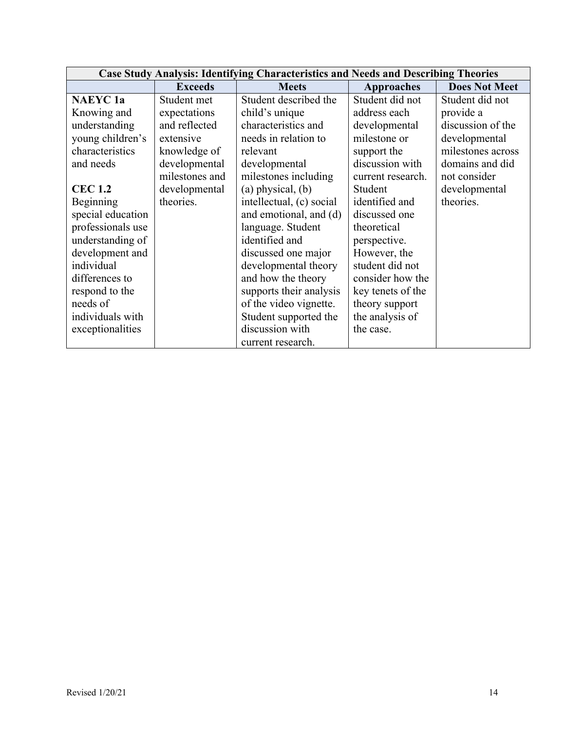| Case Study Analysis: Identifying Characteristics and Needs and Describing Theories | | | | |
|---|---|---|---|---|
| | **Exceeds** | **Meets** | **Approaches** | **Does Not Meet** |
| **NAEYC 1a** Knowing and understanding young children's characteristics and needs<br><br>**CEC 1.2** Beginning special education professionals use understanding of development and individual differences to respond to the needs of individuals with exceptionalities | Student met expectations and reflected extensive knowledge of developmental milestones and developmental theories. | Student described the child's unique characteristics and needs in relation to relevant developmental milestones including (a) physical, (b) intellectual, (c) social and emotional, and (d) language. Student identified and discussed one major developmental theory and how the theory supports their analysis of the video vignette. Student supported the discussion with current research. | Student did not address each developmental milestone or support the discussion with current research. Student identified and discussed one theoretical perspective. However, the student did not consider how the key tenets of the theory support the analysis of the case. | Student did not provide a discussion of the developmental milestones across domains and did not consider developmental theories. |

Revised 1/20/21